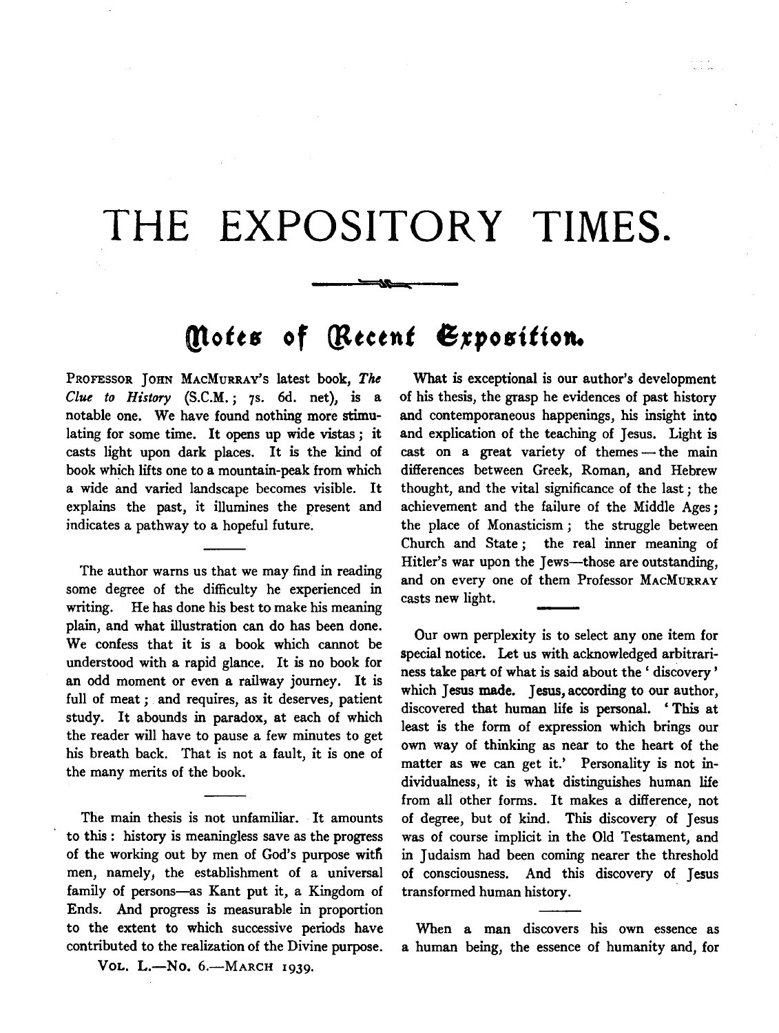# THE EXPOSITORY TIMES.

## Notes of Recent Exposition.

PROFESSOR JOHN MACMURRAY's latest book, *The Clue to History* (S.C.M.; 7s. 6d. net), is a notable one. We have found nothing more stimulating for some time. It opens up wide vistas; it casts light upon dark places. It is the kind of book which lifts one to a mountain-peak from which a wide and varied landscape becomes visible. It explains the past, it illumines the present and indicates a pathway to a hopeful future.

The author warns us that we may find in reading some degree of the difficulty he experienced in writing. He has done his best to make his meaning plain, and what illustration can do has been done. We confess that it is a book which cannot be understood with a rapid glance. It is no book for an odd moment or even a railway journey. It is full of meat; and requires, as it deserves, patient study. It abounds in paradox, at each of which the reader will have to pause a few minutes to get his breath back. That is not a fault, it is one of the many merits of the book.

The main thesis is not unfamiliar. It amounts to this: history is meaningless save as the progress of the working out by men of God's purpose with men, namely, the establishment of a universal family of persons—as Kant put it, a Kingdom of Ends. And progress is measurable in proportion to the extent to which successive periods have contributed to the realization of the Divine purpose.

VOL. L.—NO. 6.—MARCH 1939.

What is exceptional is our author's development of his thesis, the grasp he evidences of past history and contemporaneous happenings, his insight into and explication of the teaching of Jesus. Light is cast on a great variety of themes—the main differences between Greek, Roman, and Hebrew thought, and the vital significance of the last; the achievement and the failure of the Middle Ages; the place of Monasticism; the struggle between Church and State; the real inner meaning of Hitler's war upon the Jews—those are outstanding, and on every one of them Professor MACMURRAY casts new light.

Our own perplexity is to select any one item for special notice. Let us with acknowledged arbitrariness take part of what is said about the 'discovery' which Jesus made. Jesus, according to our author, discovered that human life is personal. 'This at least is the form of expression which brings our own way of thinking as near to the heart of the matter as we can get it.' Personality is not individualness, it is what distinguishes human life from all other forms. It makes a difference, not of degree, but of kind. This discovery of Jesus was of course implicit in the Old Testament, and in Judaism had been coming nearer the threshold of consciousness. And this discovery of Jesus transformed human history.

When a man discovers his own essence as a human being, the essence of humanity and, for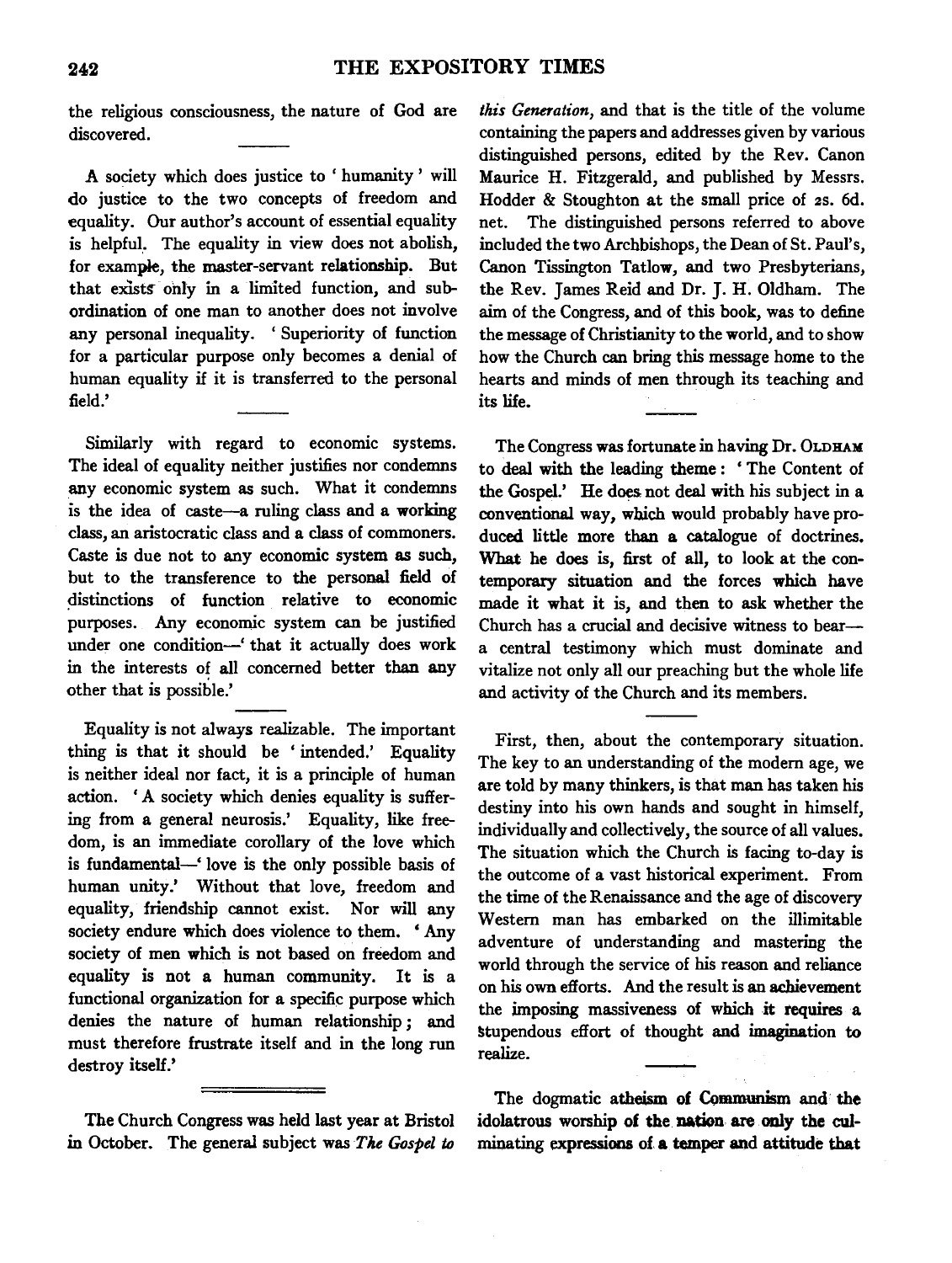the religious consciousness, the nature of God are discovered.

A society which does justice to 'humanity' will do justice to the two concepts of freedom and equality. Our author's account of essential equality is helpful. The equality in view does not abolish, for example, the master-servant relationship. But that exists only in a limited function, and subordination of one man to another does not involve any personal inequality. 'Superiority of function for a particular purpose only becomes a denial of human equality if it is transferred to the personal field.'

Similarly with regard to economic systems. The ideal of equality neither justifies nor condemns any economic system as such. What it condemns is the idea of caste—a ruling class and a working class, an aristocratic class and a class of commoners. Caste is due not to any economic system as such, but to the transference to the personal field of distinctions of function relative to economic purposes. Any economic system can be justified under one condition—'that it actually does work in the interests of all concerned better than any other that is possible.'

Equality is not always realizable. The important thing is that it should be 'intended.' Equality is neither ideal nor fact, it is a principle of human action. 'A society which denies equality is suffering from a general neurosis.' Equality, like freedom, is an immediate corollary of the love which is fundamental—'love is the only possible basis of human unity.' Without that love, freedom and equality, friendship cannot exist. Nor will any society endure which does violence to them. 'Any society of men which is not based on freedom and equality is not a human community. It is a functional organization for a specific purpose which denies the nature of human relationship; and must therefore frustrate itself and in the long run destroy itself.'

---

The Church Congress was held last year at Bristol in October. The general subject was *The Gospel to this Generation*, and that is the title of the volume containing the papers and addresses given by various distinguished persons, edited by the Rev. Canon Maurice H. Fitzgerald, and published by Messrs. Hodder & Stoughton at the small price of 2s. 6d. net. The distinguished persons referred to above included the two Archbishops, the Dean of St. Paul's, Canon Tissington Tatlow, and two Presbyterians, the Rev. James Reid and Dr. J. H. Oldham. The aim of the Congress, and of this book, was to define the message of Christianity to the world, and to show how the Church can bring this message home to the hearts and minds of men through its teaching and its life.

The Congress was fortunate in having Dr. Oldham to deal with the leading theme: 'The Content of the Gospel.' He does not deal with his subject in a conventional way, which would probably have produced little more than a catalogue of doctrines. What he does is, first of all, to look at the contemporary situation and the forces which have made it what it is, and then to ask whether the Church has a crucial and decisive witness to bear—a central testimony which must dominate and vitalize not only all our preaching but the whole life and activity of the Church and its members.

First, then, about the contemporary situation. The key to an understanding of the modern age, we are told by many thinkers, is that man has taken his destiny into his own hands and sought in himself, individually and collectively, the source of all values. The situation which the Church is facing to-day is the outcome of a vast historical experiment. From the time of the Renaissance and the age of discovery Western man has embarked on the illimitable adventure of understanding and mastering the world through the service of his reason and reliance on his own efforts. And the result is an achievement the imposing massiveness of which it requires a stupendous effort of thought and imagination to realize.

The dogmatic atheism of Communism and the idolatrous worship of the nation are only the culminating expressions of a temper and attitude that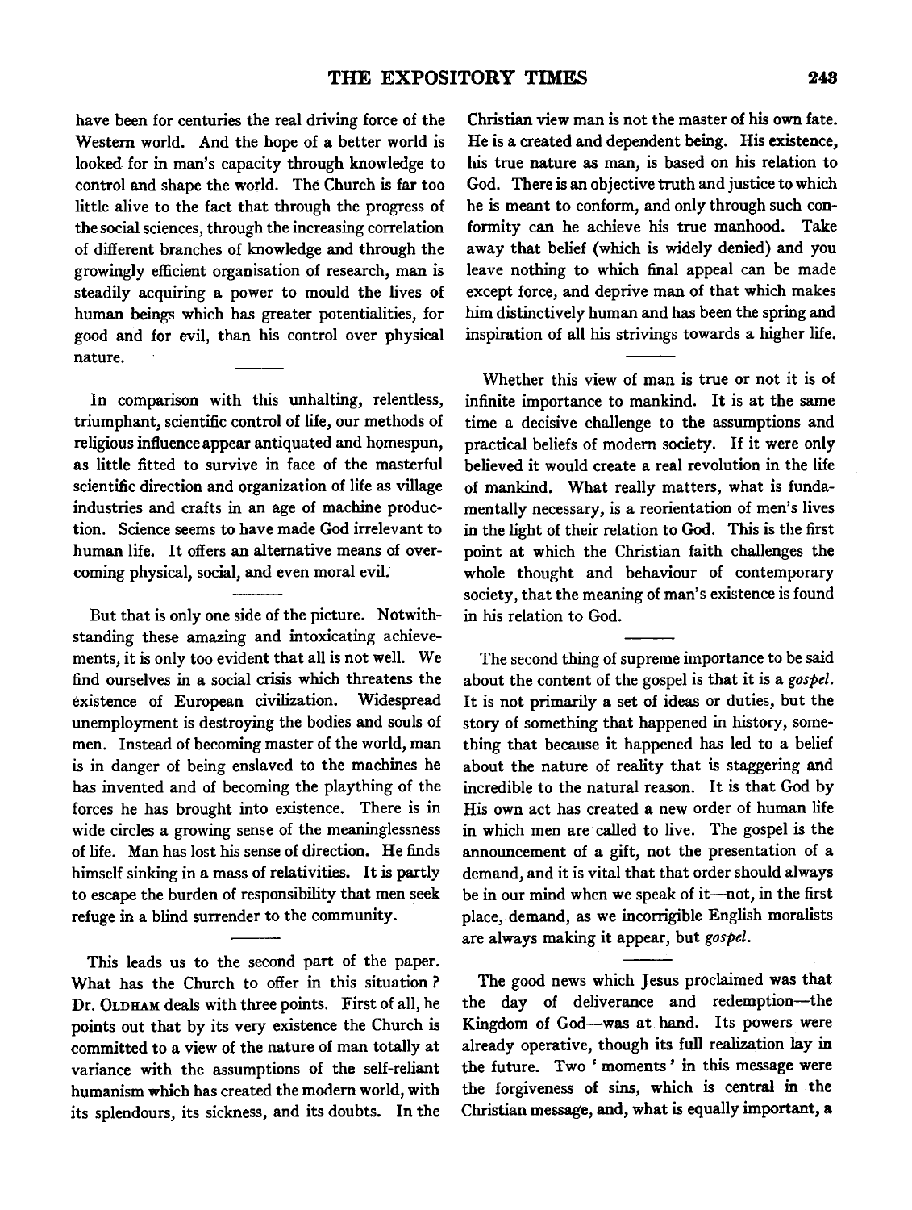have been for centuries the real driving force of the Western world. And the hope of a better world is looked for in man's capacity through knowledge to control and shape the world. The Church is far too little alive to the fact that through the progress of the social sciences, through the increasing correlation of different branches of knowledge and through the growingly efficient organisation of research, man is steadily acquiring a power to mould the lives of human beings which has greater potentialities, for good and for evil, than his control over physical nature.

---

In comparison with this unhalting, relentless, triumphant, scientific control of life, our methods of religious influence appear antiquated and homespun, as little fitted to survive in face of the masterful scientific direction and organization of life as village industries and crafts in an age of machine production. Science seems to have made God irrelevant to human life. It offers an alternative means of overcoming physical, social, and even moral evil.

---

But that is only one side of the picture. Notwithstanding these amazing and intoxicating achievements, it is only too evident that all is not well. We find ourselves in a social crisis which threatens the existence of European civilization. Widespread unemployment is destroying the bodies and souls of men. Instead of becoming master of the world, man is in danger of being enslaved to the machines he has invented and of becoming the plaything of the forces he has brought into existence. There is in wide circles a growing sense of the meaninglessness of life. Man has lost his sense of direction. He finds himself sinking in a mass of relativities. It is partly to escape the burden of responsibility that men seek refuge in a blind surrender to the community.

---

This leads us to the second part of the paper. What has the Church to offer in this situation? Dr. Oldham deals with three points. First of all, he points out that by its very existence the Church is committed to a view of the nature of man totally at variance with the assumptions of the self-reliant humanism which has created the modern world, with its splendours, its sickness, and its doubts. In the Christian view man is not the master of his own fate. He is a created and dependent being. His existence, his true nature as man, is based on his relation to God. There is an objective truth and justice to which he is meant to conform, and only through such conformity can he achieve his true manhood. Take away that belief (which is widely denied) and you leave nothing to which final appeal can be made except force, and deprive man of that which makes him distinctively human and has been the spring and inspiration of all his strivings towards a higher life.

---

Whether this view of man is true or not it is of infinite importance to mankind. It is at the same time a decisive challenge to the assumptions and practical beliefs of modern society. If it were only believed it would create a real revolution in the life of mankind. What really matters, what is fundamentally necessary, is a reorientation of men's lives in the light of their relation to God. This is the first point at which the Christian faith challenges the whole thought and behaviour of contemporary society, that the meaning of man's existence is found in his relation to God.

---

The second thing of supreme importance to be said about the content of the gospel is that it is a *gospel*. It is not primarily a set of ideas or duties, but the story of something that happened in history, something that because it happened has led to a belief about the nature of reality that is staggering and incredible to the natural reason. It is that God by His own act has created a new order of human life in which men are called to live. The gospel is the announcement of a gift, not the presentation of a demand, and it is vital that that order should always be in our mind when we speak of it—not, in the first place, demand, as we incorrigible English moralists are always making it appear, but *gospel*.

---

The good news which Jesus proclaimed was that the day of deliverance and redemption—the Kingdom of God—was at hand. Its powers were already operative, though its full realization lay in the future. Two 'moments' in this message were the forgiveness of sins, which is central in the Christian message, and, what is equally important, a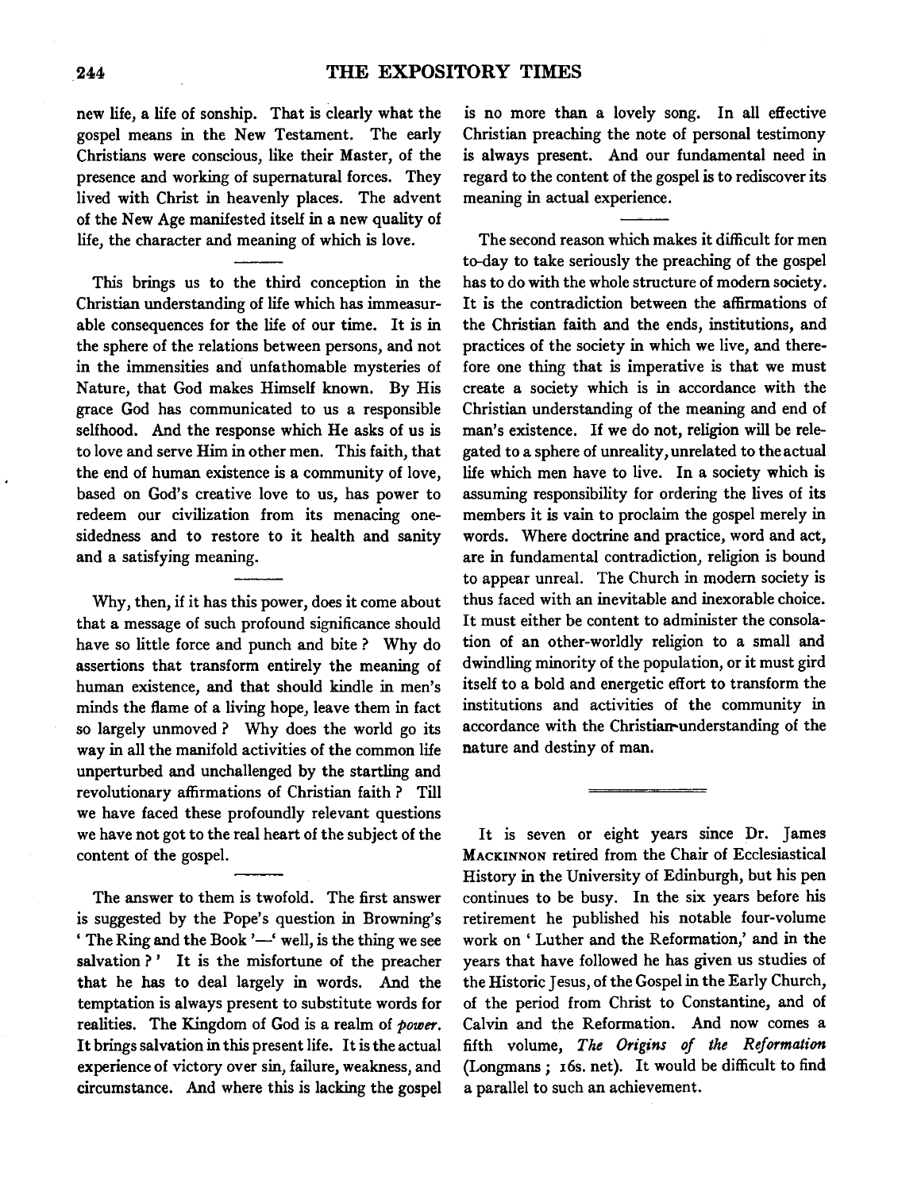new life, a life of sonship. That is clearly what the gospel means in the New Testament. The early Christians were conscious, like their Master, of the presence and working of supernatural forces. They lived with Christ in heavenly places. The advent of the New Age manifested itself in a new quality of life, the character and meaning of which is love.

---

This brings us to the third conception in the Christian understanding of life which has immeasurable consequences for the life of our time. It is in the sphere of the relations between persons, and not in the immensities and unfathomable mysteries of Nature, that God makes Himself known. By His grace God has communicated to us a responsible selfhood. And the response which He asks of us is to love and serve Him in other men. This faith, that the end of human existence is a community of love, based on God's creative love to us, has power to redeem our civilization from its menacing one-sidedness and to restore to it health and sanity and a satisfying meaning.

---

Why, then, if it has this power, does it come about that a message of such profound significance should have so little force and punch and bite? Why do assertions that transform entirely the meaning of human existence, and that should kindle in men's minds the flame of a living hope, leave them in fact so largely unmoved? Why does the world go its way in all the manifold activities of the common life unperturbed and unchallenged by the startling and revolutionary affirmations of Christian faith? Till we have faced these profoundly relevant questions we have not got to the real heart of the subject of the content of the gospel.

---

The answer to them is twofold. The first answer is suggested by the Pope's question in Browning's 'The Ring and the Book'—'well, is the thing we see salvation?' It is the misfortune of the preacher that he has to deal largely in words. And the temptation is always present to substitute words for realities. The Kingdom of God is a realm of *power*. It brings salvation in this present life. It is the actual experience of victory over sin, failure, weakness, and circumstance. And where this is lacking the gospel is no more than a lovely song. In all effective Christian preaching the note of personal testimony is always present. And our fundamental need in regard to the content of the gospel is to rediscover its meaning in actual experience.

---

The second reason which makes it difficult for men to-day to take seriously the preaching of the gospel has to do with the whole structure of modern society. It is the contradiction between the affirmations of the Christian faith and the ends, institutions, and practices of the society in which we live, and therefore one thing that is imperative is that we must create a society which is in accordance with the Christian understanding of the meaning and end of man's existence. If we do not, religion will be relegated to a sphere of unreality, unrelated to the actual life which men have to live. In a society which is assuming responsibility for ordering the lives of its members it is vain to proclaim the gospel merely in words. Where doctrine and practice, word and act, are in fundamental contradiction, religion is bound to appear unreal. The Church in modern society is thus faced with an inevitable and inexorable choice. It must either be content to administer the consolation of an other-worldly religion to a small and dwindling minority of the population, or it must gird itself to a bold and energetic effort to transform the institutions and activities of the community in accordance with the Christian understanding of the nature and destiny of man.

---

It is seven or eight years since Dr. James MACKINNON retired from the Chair of Ecclesiastical History in the University of Edinburgh, but his pen continues to be busy. In the six years before his retirement he published his notable four-volume work on 'Luther and the Reformation,' and in the years that have followed he has given us studies of the Historic Jesus, of the Gospel in the Early Church, of the period from Christ to Constantine, and of Calvin and the Reformation. And now comes a fifth volume, *The Origins of the Reformation* (Longmans; 16s. net). It would be difficult to find a parallel to such an achievement.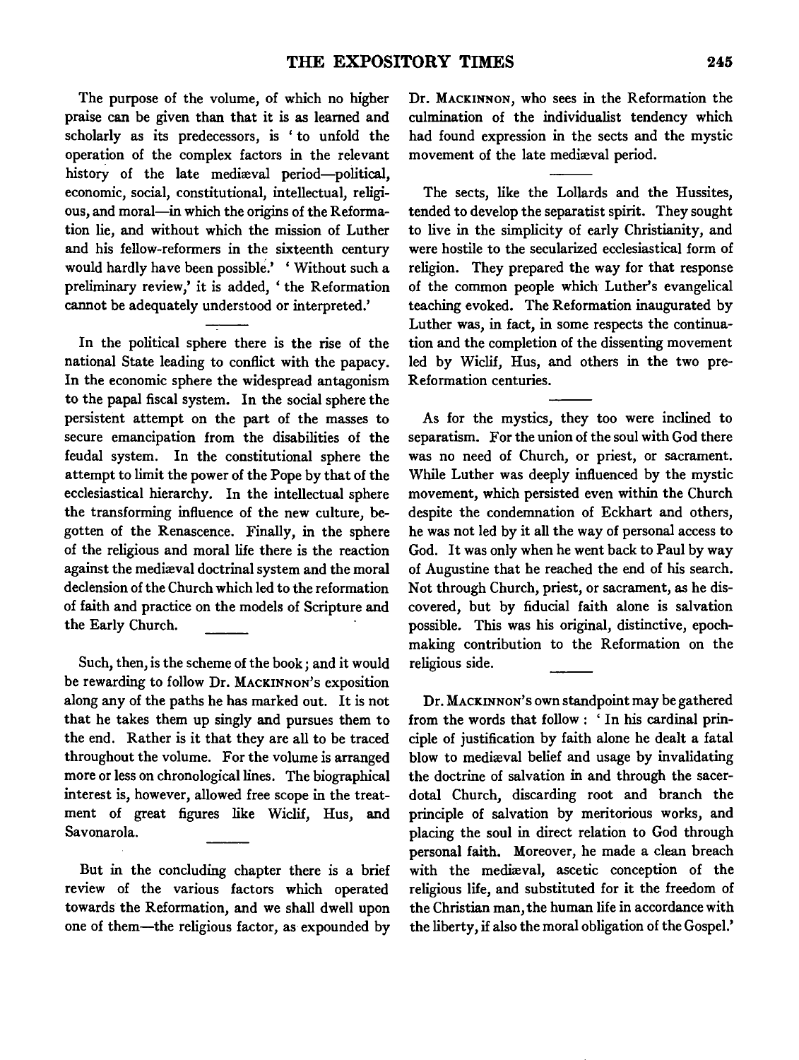The purpose of the volume, of which no higher praise can be given than that it is as learned and scholarly as its predecessors, is 'to unfold the operation of the complex factors in the relevant history of the late mediæval period—political, economic, social, constitutional, intellectual, religious, and moral—in which the origins of the Reformation lie, and without which the mission of Luther and his fellow-reformers in the sixteenth century would hardly have been possible.' 'Without such a preliminary review,' it is added, 'the Reformation cannot be adequately understood or interpreted.'

In the political sphere there is the rise of the national State leading to conflict with the papacy. In the economic sphere the widespread antagonism to the papal fiscal system. In the social sphere the persistent attempt on the part of the masses to secure emancipation from the disabilities of the feudal system. In the constitutional sphere the attempt to limit the power of the Pope by that of the ecclesiastical hierarchy. In the intellectual sphere the transforming influence of the new culture, begotten of the Renascence. Finally, in the sphere of the religious and moral life there is the reaction against the mediæval doctrinal system and the moral declension of the Church which led to the reformation of faith and practice on the models of Scripture and the Early Church.

Such, then, is the scheme of the book; and it would be rewarding to follow Dr. Mackinnon's exposition along any of the paths he has marked out. It is not that he takes them up singly and pursues them to the end. Rather is it that they are all to be traced throughout the volume. For the volume is arranged more or less on chronological lines. The biographical interest is, however, allowed free scope in the treatment of great figures like Wiclif, Hus, and Savonarola.

But in the concluding chapter there is a brief review of the various factors which operated towards the Reformation, and we shall dwell upon one of them—the religious factor, as expounded by Dr. Mackinnon, who sees in the Reformation the culmination of the individualist tendency which had found expression in the sects and the mystic movement of the late mediæval period.

The sects, like the Lollards and the Hussites, tended to develop the separatist spirit. They sought to live in the simplicity of early Christianity, and were hostile to the secularized ecclesiastical form of religion. They prepared the way for that response of the common people which Luther's evangelical teaching evoked. The Reformation inaugurated by Luther was, in fact, in some respects the continuation and the completion of the dissenting movement led by Wiclif, Hus, and others in the two pre-Reformation centuries.

As for the mystics, they too were inclined to separatism. For the union of the soul with God there was no need of Church, or priest, or sacrament. While Luther was deeply influenced by the mystic movement, which persisted even within the Church despite the condemnation of Eckhart and others, he was not led by it all the way of personal access to God. It was only when he went back to Paul by way of Augustine that he reached the end of his search. Not through Church, priest, or sacrament, as he discovered, but by fiducial faith alone is salvation possible. This was his original, distinctive, epoch-making contribution to the Reformation on the religious side.

Dr. Mackinnon's own standpoint may be gathered from the words that follow: 'In his cardinal principle of justification by faith alone he dealt a fatal blow to mediæval belief and usage by invalidating the doctrine of salvation in and through the sacerdotal Church, discarding root and branch the principle of salvation by meritorious works, and placing the soul in direct relation to God through personal faith. Moreover, he made a clean breach with the mediæval, ascetic conception of the religious life, and substituted for it the freedom of the Christian man, the human life in accordance with the liberty, if also the moral obligation of the Gospel.'